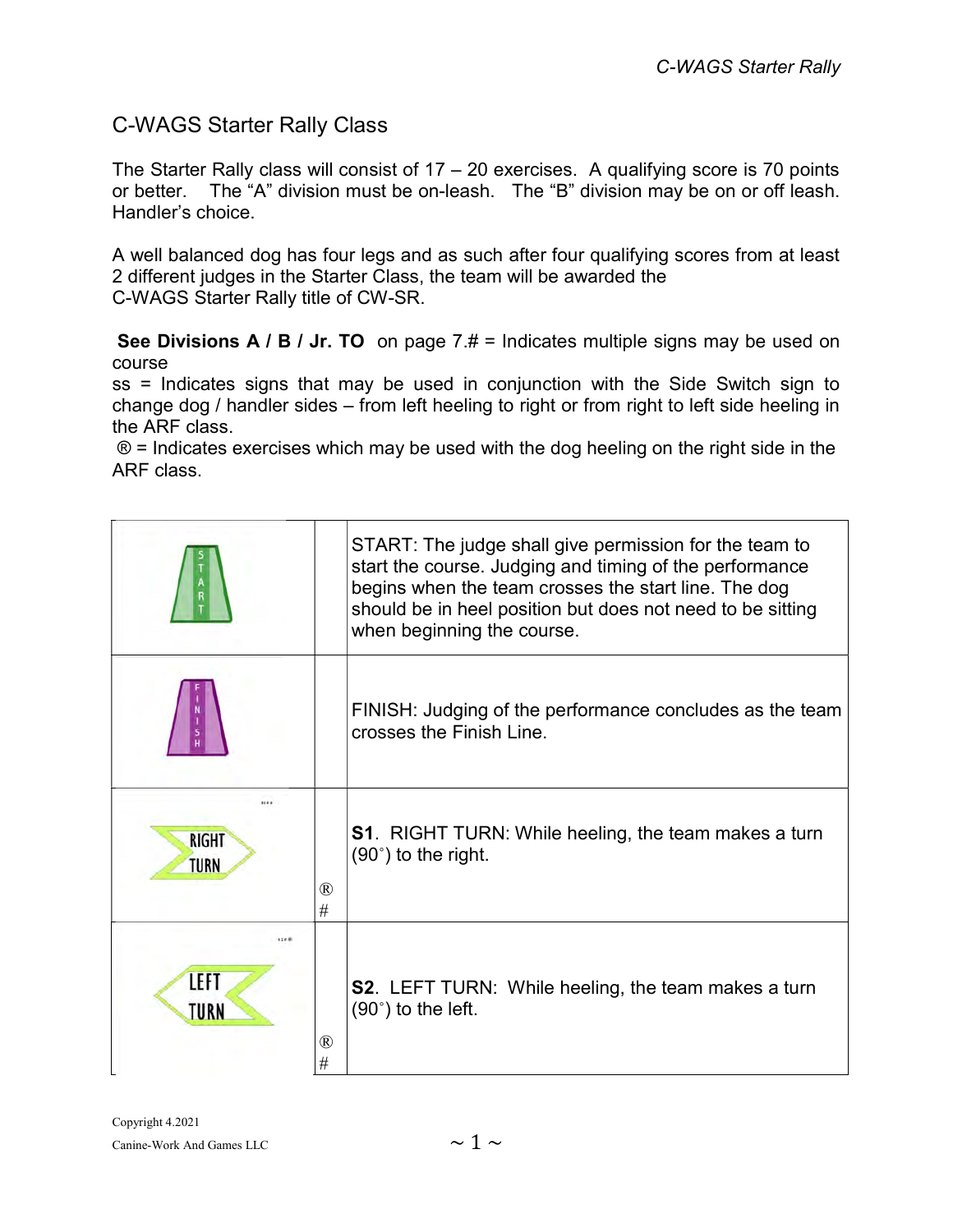# C-WAGS Starter Rally Class

The Starter Rally class will consist of 17 – 20 exercises. A qualifying score is 70 points or better. The "A" division must be on-leash. The "B" division may be on or off leash. Handler's choice.

A well balanced dog has four legs and as such after four qualifying scores from at least 2 different judges in the Starter Class, the team will be awarded the C-WAGS Starter Rally title of CW-SR.

**See Divisions A / B / Jr. TO** on page 7.# = Indicates multiple signs may be used on course

ss = Indicates signs that may be used in conjunction with the Side Switch sign to change dog / handler sides – from left heeling to right or from right to left side heeling in the ARF class.

® = Indicates exercises which may be used with the dog heeling on the right side in the ARF class.

| Sign | | Description |
| --- | --- | --- |
| START | | START: The judge shall give permission for the team to start the course. Judging and timing of the performance begins when the team crosses the start line. The dog should be in heel position but does not need to be sitting when beginning the course. |
| FINISH | | FINISH: Judging of the performance concludes as the team crosses the Finish Line. |
| RIGHT TURN | ® # | **S1**. RIGHT TURN: While heeling, the team makes a turn (90˚) to the right. |
| LEFT TURN | ® # | **S2**. LEFT TURN: While heeling, the team makes a turn (90˚) to the left. |

Copyright 4.2021

Canine-Work And Games LLC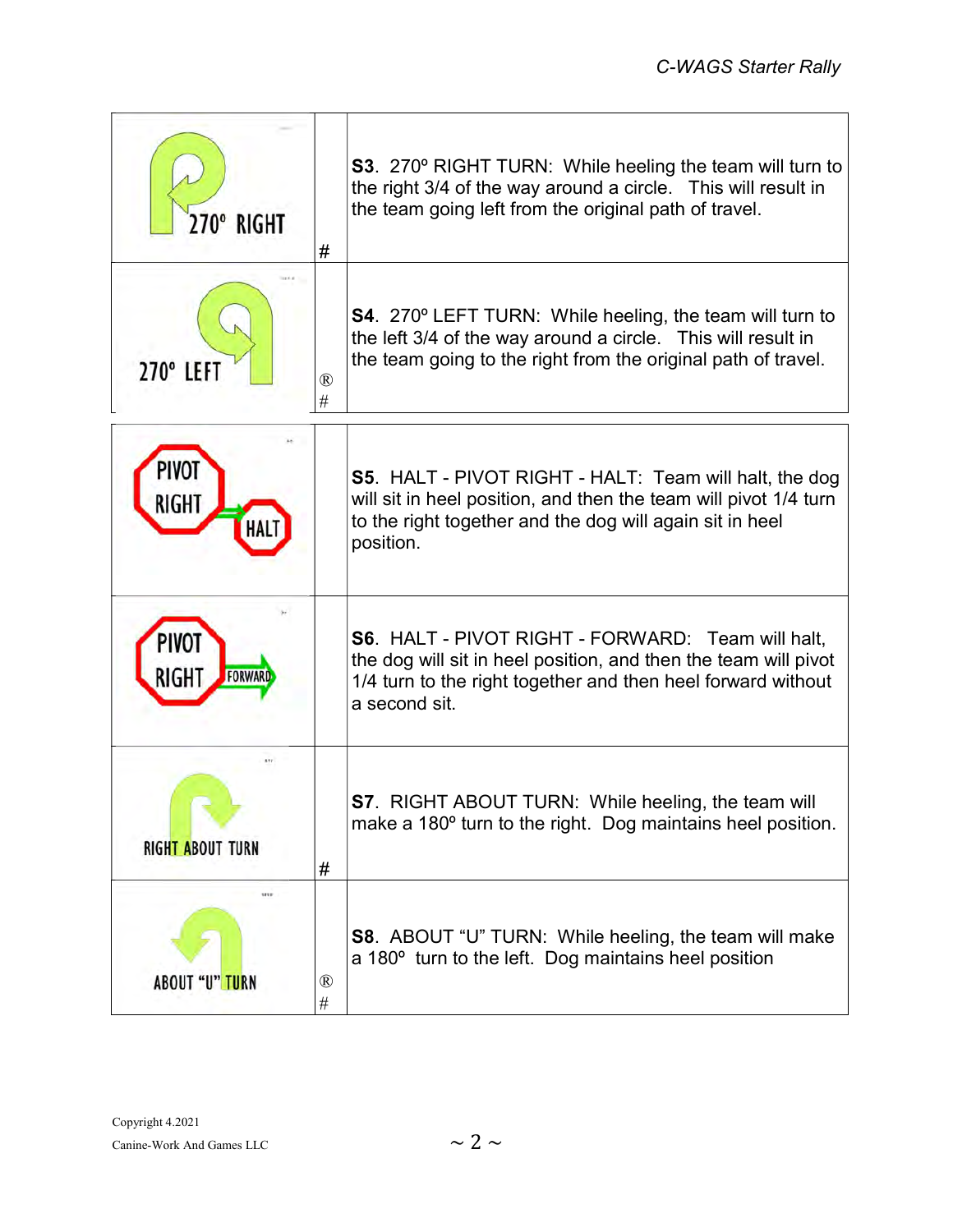| | | |
|---|---|---|
| 270° RIGHT | # | **S3**. 270º RIGHT TURN: While heeling the team will turn to the right 3/4 of the way around a circle. This will result in the team going left from the original path of travel. |
| 270° LEFT | ® # | **S4**. 270º LEFT TURN: While heeling, the team will turn to the left 3/4 of the way around a circle. This will result in the team going to the right from the original path of travel. |

| | | |
|---|---|---|
| PIVOT RIGHT HALT | | **S5**. HALT - PIVOT RIGHT - HALT: Team will halt, the dog will sit in heel position, and then the team will pivot 1/4 turn to the right together and the dog will again sit in heel position. |
| PIVOT RIGHT FORWARD | | **S6**. HALT - PIVOT RIGHT - FORWARD: Team will halt, the dog will sit in heel position, and then the team will pivot 1/4 turn to the right together and then heel forward without a second sit. |
| RIGHT ABOUT TURN | # | **S7**. RIGHT ABOUT TURN: While heeling, the team will make a 180º turn to the right. Dog maintains heel position. |
| ABOUT "U" TURN | ® # | **S8**. ABOUT "U" TURN: While heeling, the team will make a 180º turn to the left. Dog maintains heel position |

Copyright 4.2021
Canine-Work And Games LLC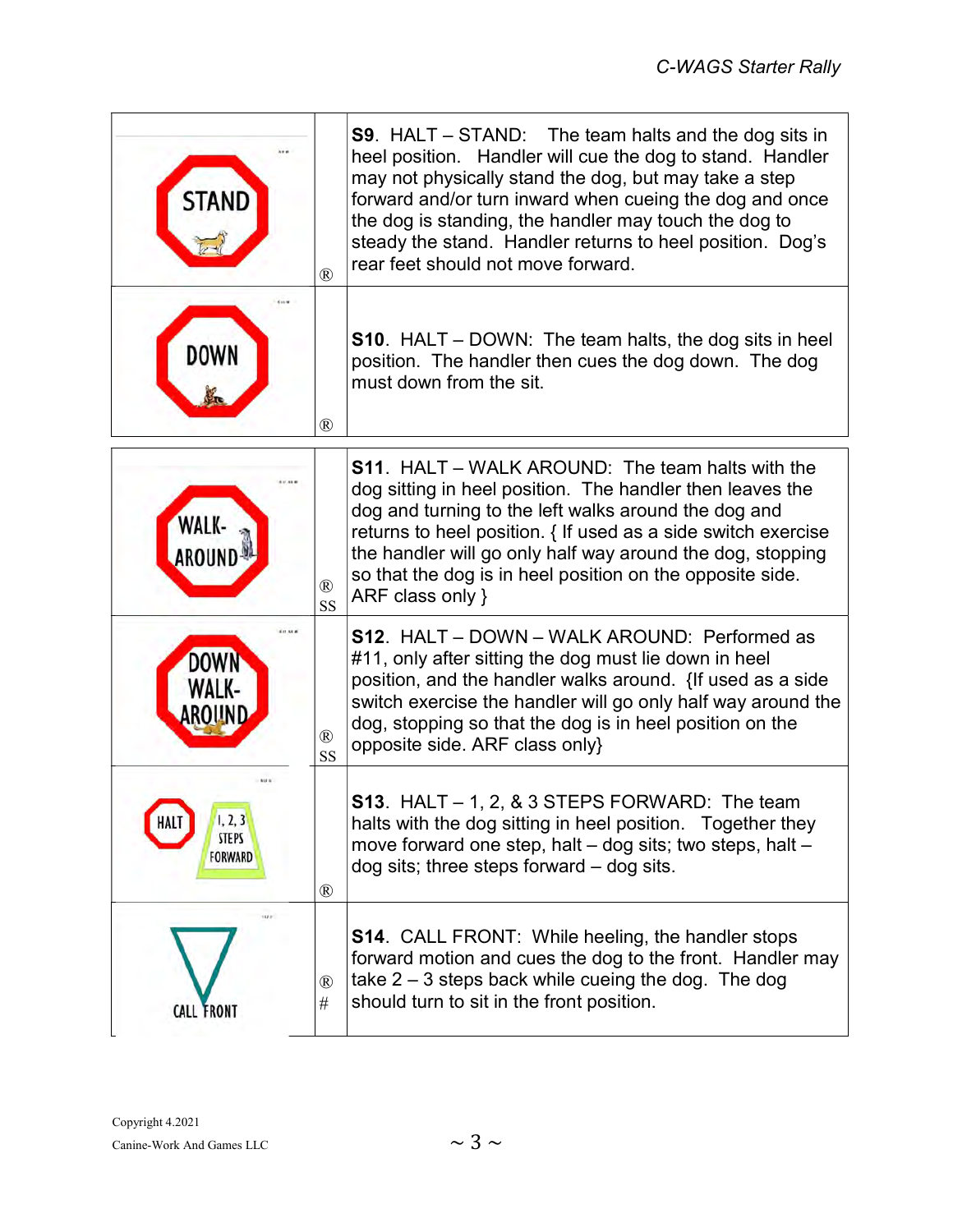| Sign | | Description |
|---|---|---|
| STAND | ® | **S9**. HALT – STAND: The team halts and the dog sits in heel position. Handler will cue the dog to stand. Handler may not physically stand the dog, but may take a step forward and/or turn inward when cueing the dog and once the dog is standing, the handler may touch the dog to steady the stand. Handler returns to heel position. Dog's rear feet should not move forward. |
| DOWN | ® | **S10**. HALT – DOWN: The team halts, the dog sits in heel position. The handler then cues the dog down. The dog must down from the sit. |

| Sign | | Description |
|---|---|---|
| WALK-AROUND | ® SS | **S11**. HALT – WALK AROUND: The team halts with the dog sitting in heel position. The handler then leaves the dog and turning to the left walks around the dog and returns to heel position. { If used as a side switch exercise the handler will go only half way around the dog, stopping so that the dog is in heel position on the opposite side. ARF class only } |
| DOWN WALK-AROUND | ® SS | **S12**. HALT – DOWN – WALK AROUND: Performed as #11, only after sitting the dog must lie down in heel position, and the handler walks around. {If used as a side switch exercise the handler will go only half way around the dog, stopping so that the dog is in heel position on the opposite side. ARF class only} |
| HALT 1, 2, 3 STEPS FORWARD | ® | **S13**. HALT – 1, 2, & 3 STEPS FORWARD: The team halts with the dog sitting in heel position. Together they move forward one step, halt – dog sits; two steps, halt – dog sits; three steps forward – dog sits. |
| CALL FRONT | ® # | **S14**. CALL FRONT: While heeling, the handler stops forward motion and cues the dog to the front. Handler may take 2 – 3 steps back while cueing the dog. The dog should turn to sit in the front position. |

Copyright 4.2021
Canine-Work And Games LLC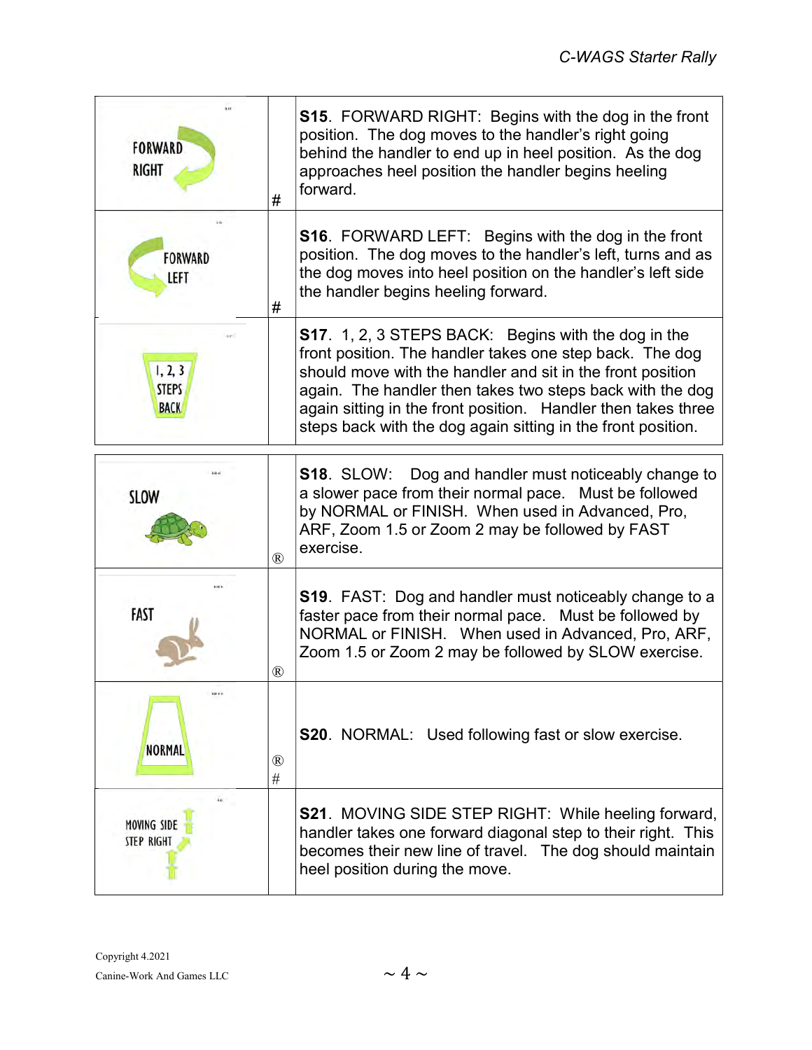| | | |
|---|---|---|
| FORWARD RIGHT | # | **S15**. FORWARD RIGHT: Begins with the dog in the front position. The dog moves to the handler's right going behind the handler to end up in heel position. As the dog approaches heel position the handler begins heeling forward. |
| FORWARD LEFT | # | **S16**. FORWARD LEFT: Begins with the dog in the front position. The dog moves to the handler's left, turns and as the dog moves into heel position on the handler's left side the handler begins heeling forward. |
| 1, 2, 3 STEPS BACK | | **S17**. 1, 2, 3 STEPS BACK: Begins with the dog in the front position. The handler takes one step back. The dog should move with the handler and sit in the front position again. The handler then takes two steps back with the dog again sitting in the front position. Handler then takes three steps back with the dog again sitting in the front position. |

| | | |
|---|---|---|
| SLOW | ® | **S18**. SLOW: Dog and handler must noticeably change to a slower pace from their normal pace. Must be followed by NORMAL or FINISH. When used in Advanced, Pro, ARF, Zoom 1.5 or Zoom 2 may be followed by FAST exercise. |
| FAST | ® | **S19**. FAST: Dog and handler must noticeably change to a faster pace from their normal pace. Must be followed by NORMAL or FINISH. When used in Advanced, Pro, ARF, Zoom 1.5 or Zoom 2 may be followed by SLOW exercise. |
| NORMAL | ® # | **S20**. NORMAL: Used following fast or slow exercise. |
| MOVING SIDE STEP RIGHT | | **S21**. MOVING SIDE STEP RIGHT: While heeling forward, handler takes one forward diagonal step to their right. This becomes their new line of travel. The dog should maintain heel position during the move. |

Copyright 4.2021
Canine-Work And Games LLC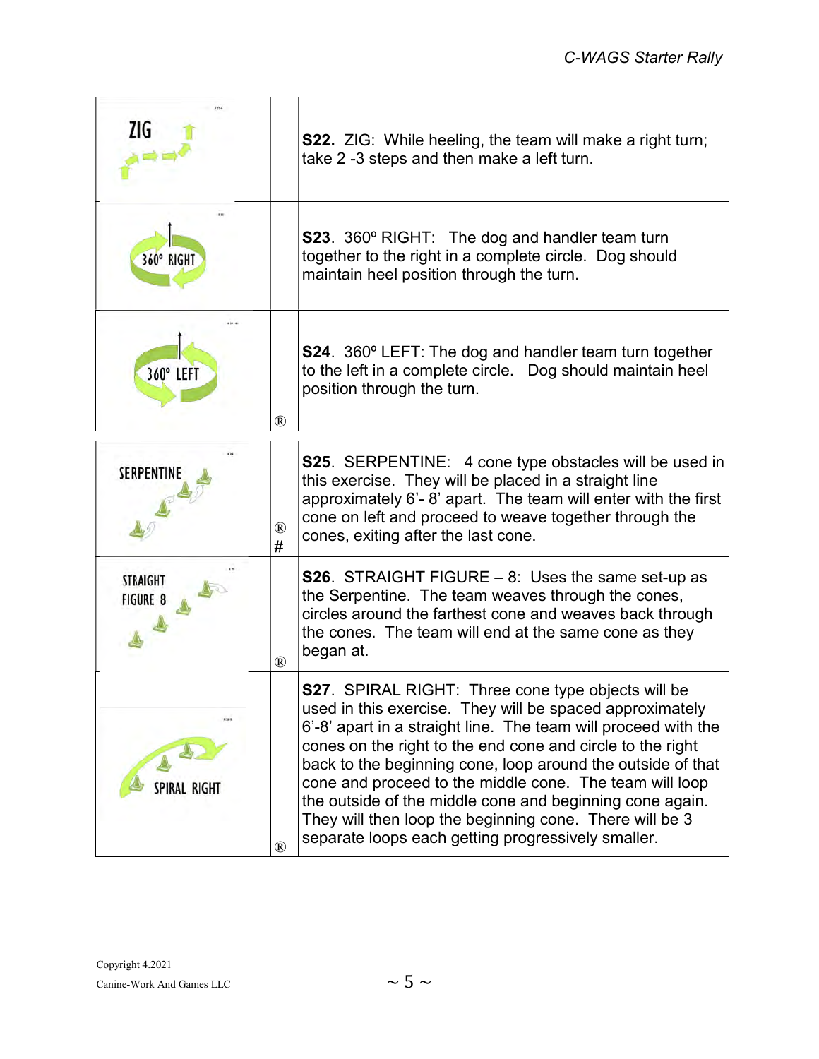| Sign | | Description |
|---|---|---|
| ZIG | | **S22.** ZIG: While heeling, the team will make a right turn; take 2 -3 steps and then make a left turn. |
| 360° RIGHT | | **S23**. 360º RIGHT: The dog and handler team turn together to the right in a complete circle. Dog should maintain heel position through the turn. |
| 360° LEFT | ® | **S24**. 360º LEFT: The dog and handler team turn together to the left in a complete circle. Dog should maintain heel position through the turn. |

| Sign | | Description |
|---|---|---|
| SERPENTINE | ® # | **S25**. SERPENTINE: 4 cone type obstacles will be used in this exercise. They will be placed in a straight line approximately 6'- 8' apart. The team will enter with the first cone on left and proceed to weave together through the cones, exiting after the last cone. |
| STRAIGHT FIGURE 8 | ® | **S26**. STRAIGHT FIGURE – 8: Uses the same set-up as the Serpentine. The team weaves through the cones, circles around the farthest cone and weaves back through the cones. The team will end at the same cone as they began at. |
| SPIRAL RIGHT | ® | **S27**. SPIRAL RIGHT: Three cone type objects will be used in this exercise. They will be spaced approximately 6'-8' apart in a straight line. The team will proceed with the cones on the right to the end cone and circle to the right back to the beginning cone, loop around the outside of that cone and proceed to the middle cone. The team will loop the outside of the middle cone and beginning cone again. They will then loop the beginning cone. There will be 3 separate loops each getting progressively smaller. |

Copyright 4.2021
Canine-Work And Games LLC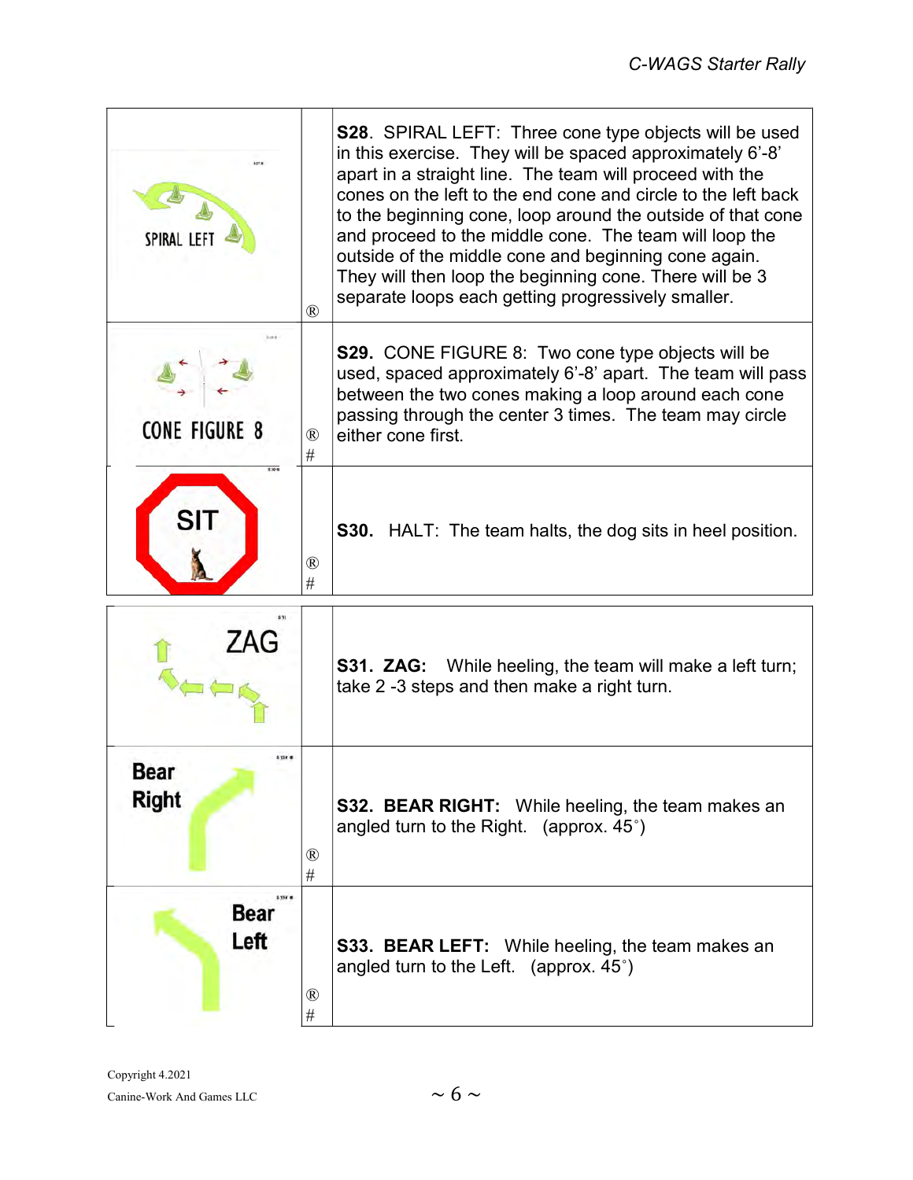| | | |
|---|---|---|
| SPIRAL LEFT | ® | **S28**. SPIRAL LEFT: Three cone type objects will be used in this exercise. They will be spaced approximately 6'-8' apart in a straight line. The team will proceed with the cones on the left to the end cone and circle to the left back to the beginning cone, loop around the outside of that cone and proceed to the middle cone. The team will loop the outside of the middle cone and beginning cone again. They will then loop the beginning cone. There will be 3 separate loops each getting progressively smaller. |
| CONE FIGURE 8 | ® # | **S29.** CONE FIGURE 8: Two cone type objects will be used, spaced approximately 6'-8' apart. The team will pass between the two cones making a loop around each cone passing through the center 3 times. The team may circle either cone first. |
| SIT | ® # | **S30.** HALT: The team halts, the dog sits in heel position. |

| | | |
|---|---|---|
| ZAG | | **S31. ZAG:** While heeling, the team will make a left turn; take 2 -3 steps and then make a right turn. |
| Bear Right | ® # | **S32. BEAR RIGHT:** While heeling, the team makes an angled turn to the Right. (approx. 45˚) |
| Bear Left | ® # | **S33. BEAR LEFT:** While heeling, the team makes an angled turn to the Left. (approx. 45˚) |

Copyright 4.2021
Canine-Work And Games LLC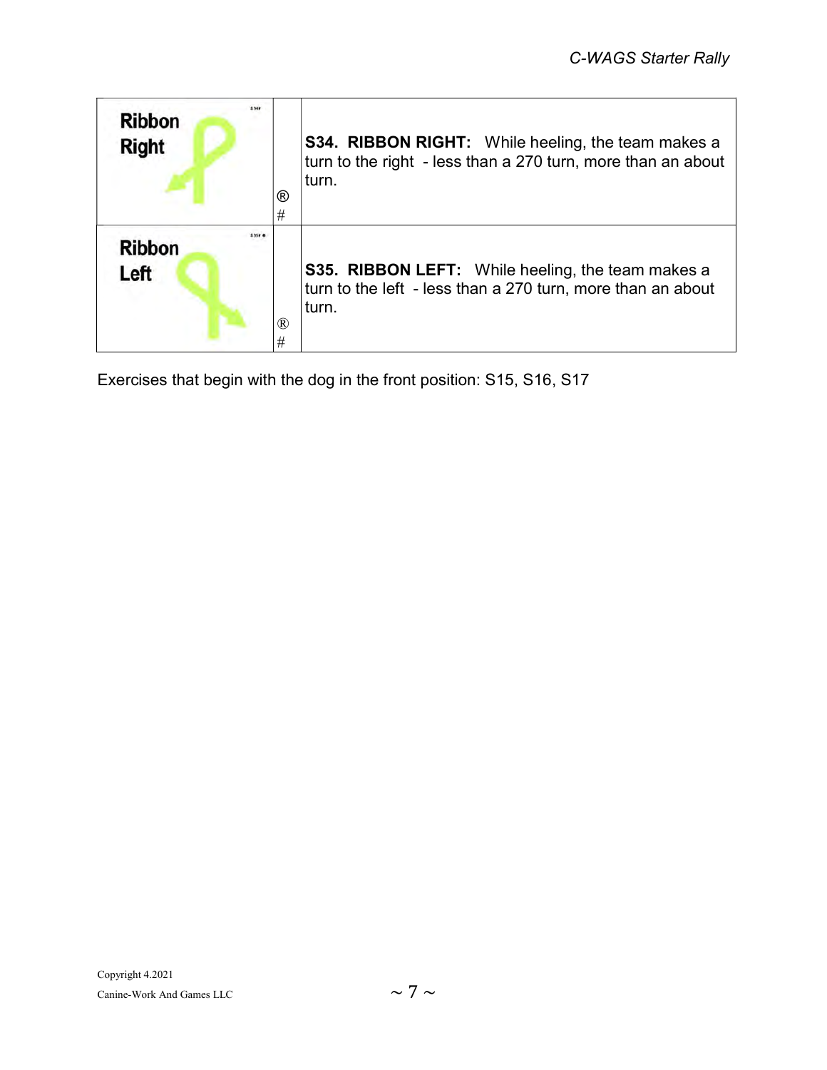| | | |
|---|---|---|
| Ribbon Right | ® # | **S34. RIBBON RIGHT:** While heeling, the team makes a turn to the right - less than a 270 turn, more than an about turn. |
| Ribbon Left | ® # | **S35. RIBBON LEFT:** While heeling, the team makes a turn to the left - less than a 270 turn, more than an about turn. |

Exercises that begin with the dog in the front position: S15, S16, S17

Copyright 4.2021
Canine-Work And Games LLC